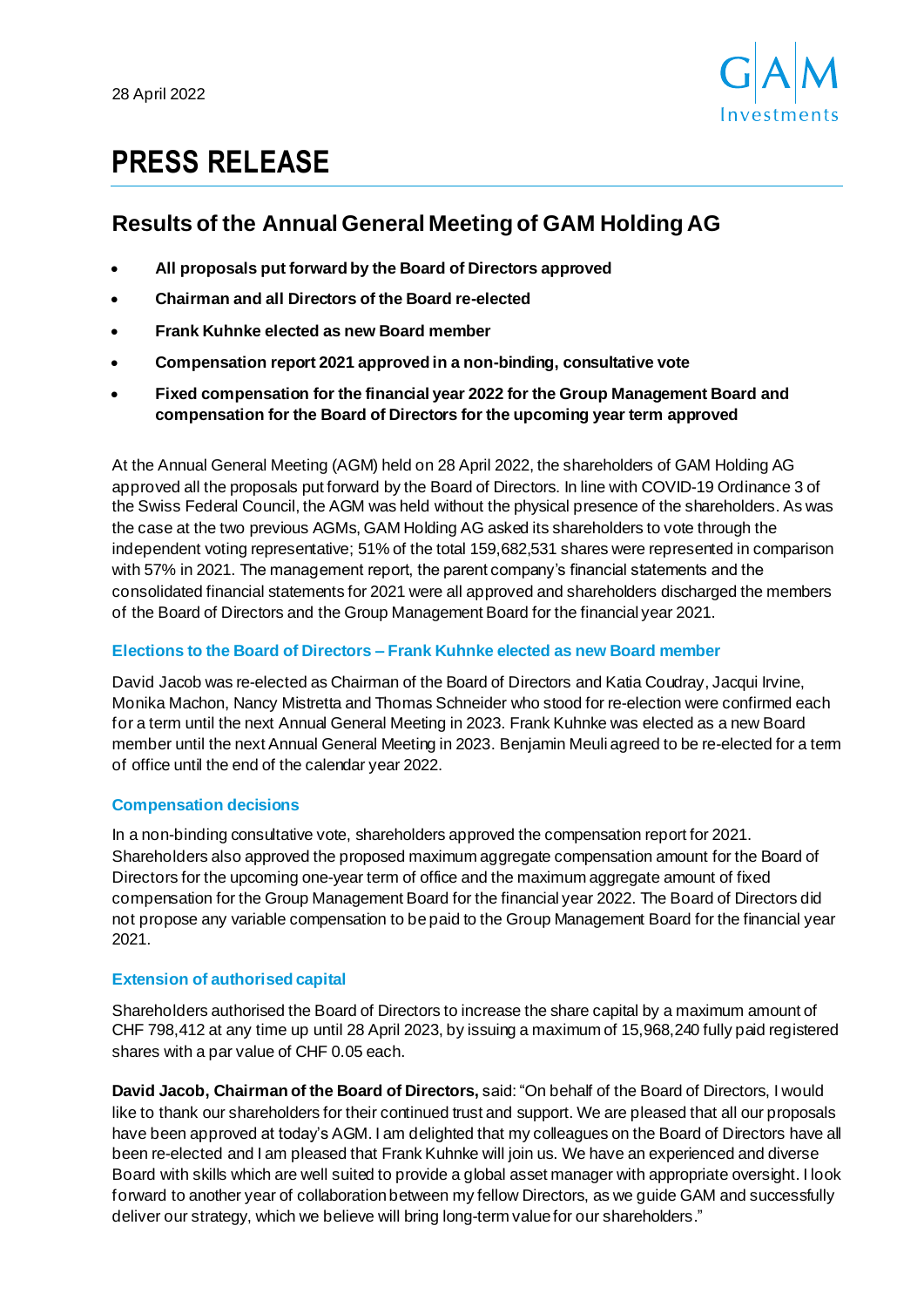28 April 2022

# PRESS RELEASE

## Results of the Annual General Meeting of GAM Holding AG

- **All proposals put forward by the Board of Directors approved**
- **Chairman and all Directors of the Board re-elected**
- **Frank Kuhnke elected as new Board member**
- **Compensation report 2021 approved in a non-binding, consultative vote**
- **Fixed compensation for the financial year 2022 for the Group Management Board and compensation for the Board of Directors for the upcoming year term approved**

At the Annual General Meeting (AGM) held on 28 April 2022, the shareholders of GAM Holding AG approved all the proposals put forward by the Board of Directors. In line with COVID-19 Ordinance 3 of the Swiss Federal Council, the AGM was held without the physical presence of the shareholders. As was the case at the two previous AGMs, GAM Holding AG asked its shareholders to vote through the independent voting representative; 51% of the total 159,682,531 shares were represented in comparison with 57% in 2021. The management report, the parent company's financial statements and the consolidated financial statements for 2021 were all approved and shareholders discharged the members of the Board of Directors and the Group Management Board for the financial year 2021.

### Elections to the Board of Directors – Frank Kuhnke elected as new Board member

David Jacob was re-elected as Chairman of the Board of Directors and Katia Coudray, Jacqui Irvine, Monika Machon, Nancy Mistretta and Thomas Schneider who stood for re-election were confirmed each for a term until the next Annual General Meeting in 2023. Frank Kuhnke was elected as a new Board member until the next Annual General Meeting in 2023. Benjamin Meuli agreed to be re-elected for a term of office until the end of the calendar year 2022.

### Compensation decisions

In a non-binding consultative vote, shareholders approved the compensation report for 2021. Shareholders also approved the proposed maximum aggregate compensation amount for the Board of Directors for the upcoming one-year term of office and the maximum aggregate amount of fixed compensation for the Group Management Board for the financial year 2022. The Board of Directors did not propose any variable compensation to be paid to the Group Management Board for the financial year 2021.

### Extension of authorised capital

Shareholders authorised the Board of Directors to increase the share capital by a maximum amount of CHF 798,412 at any time up until 28 April 2023, by issuing a maximum of 15,968,240 fully paid registered shares with a par value of CHF 0.05 each.

**David Jacob, Chairman of the Board of Directors,** said: "On behalf of the Board of Directors, I would like to thank our shareholders for their continued trust and support. We are pleased that all our proposals have been approved at today's AGM. I am delighted that my colleagues on the Board of Directors have all been re-elected and I am pleased that Frank Kuhnke will join us. We have an experienced and diverse Board with skills which are well suited to provide a global asset manager with appropriate oversight. I look forward to another year of collaboration between my fellow Directors, as we guide GAM and successfully deliver our strategy, which we believe will bring long-term value for our shareholders."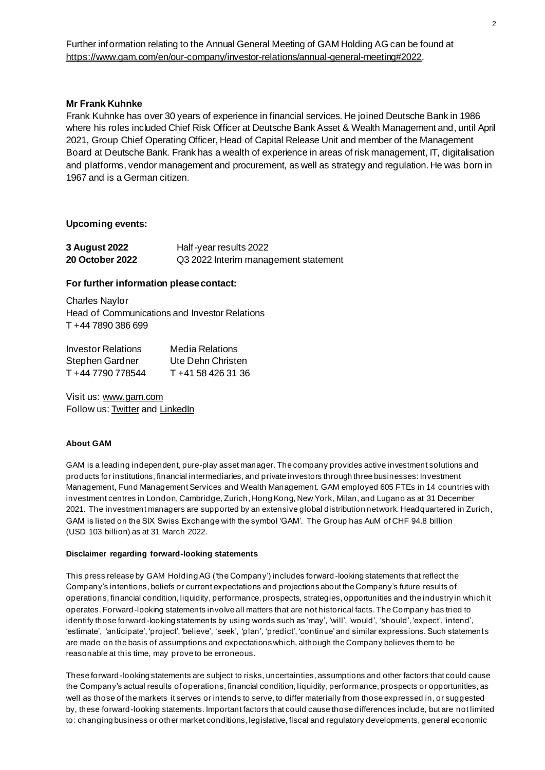Further information relating to the Annual General Meeting of GAM Holding AG can be found at [https://www.gam.com/en/our-company/investor-relations/annual-general-meeting#2022](https://www.gam.com/en/our-company/investor-relations/annual-general-meeting#2022).

**Mr Frank Kuhnke**

Frank Kuhnke has over 30 years of experience in financial services. He joined Deutsche Bank in 1986 where his roles included Chief Risk Officer at Deutsche Bank Asset & Wealth Management and, until April 2021, Group Chief Operating Officer, Head of Capital Release Unit and member of the Management Board at Deutsche Bank. Frank has a wealth of experience in areas of risk management, IT, digitalisation and platforms, vendor management and procurement, as well as strategy and regulation. He was born in 1967 and is a German citizen.

**Upcoming events:**

| | |
|---|---|
| **3 August 2022** | Half-year results 2022 |
| **20 October 2022** | Q3 2022 Interim management statement |

**For further information please contact:**

Charles Naylor
Head of Communications and Investor Relations
T +44 7890 386 699

| | |
|---|---|
| Investor Relations | Media Relations |
| Stephen Gardner | Ute Dehn Christen |
| T +44 7790 778544 | T +41 58 426 31 36 |

Visit us: [www.gam.com](www.gam.com)
Follow us: Twitter and LinkedIn

**About GAM**

GAM is a leading independent, pure-play asset manager. The company provides active investment solutions and products for institutions, financial intermediaries, and private investors through three businesses: Investment Management, Fund Management Services and Wealth Management. GAM employed 605 FTEs in 14 countries with investment centres in London, Cambridge, Zurich, Hong Kong, New York, Milan, and Lugano as at 31 December 2021. The investment managers are supported by an extensive global distribution network. Headquartered in Zurich, GAM is listed on the SIX Swiss Exchange with the symbol 'GAM'. The Group has AuM of CHF 94.8 billion (USD 103 billion) as at 31 March 2022.

**Disclaimer regarding forward-looking statements**

This press release by GAM Holding AG ('the Company') includes forward-looking statements that reflect the Company's intentions, beliefs or current expectations and projections about the Company's future results of operations, financial condition, liquidity, performance, prospects, strategies, opportunities and the industry in which it operates. Forward-looking statements involve all matters that are not historical facts. The Company has tried to identify those forward-looking statements by using words such as 'may', 'will', 'would', 'should', 'expect', 'intend', 'estimate', 'anticipate', 'project', 'believe', 'seek', 'plan', 'predict', 'continue' and similar expressions. Such statements are made on the basis of assumptions and expectations which, although the Company believes them to be reasonable at this time, may prove to be erroneous.

These forward-looking statements are subject to risks, uncertainties, assumptions and other factors that could cause the Company's actual results of operations, financial condition, liquidity, performance, prospects or opportunities, as well as those of the markets it serves or intends to serve, to differ materially from those expressed in, or suggested by, these forward-looking statements. Important factors that could cause those differences include, but are not limited to: changing business or other market conditions, legislative, fiscal and regulatory developments, general economic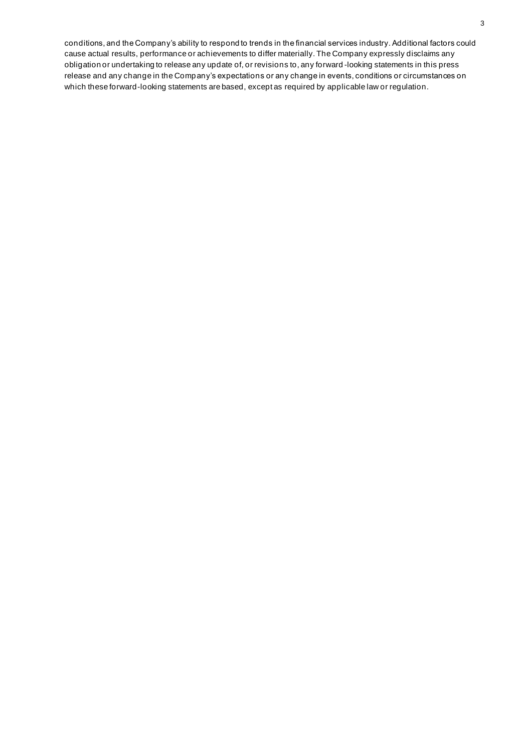conditions, and the Company's ability to respond to trends in the financial services industry. Additional factors could cause actual results, performance or achievements to differ materially. The Company expressly disclaims any obligation or undertaking to release any update of, or revisions to, any forward-looking statements in this press release and any change in the Company's expectations or any change in events, conditions or circumstances on which these forward-looking statements are based, except as required by applicable law or regulation.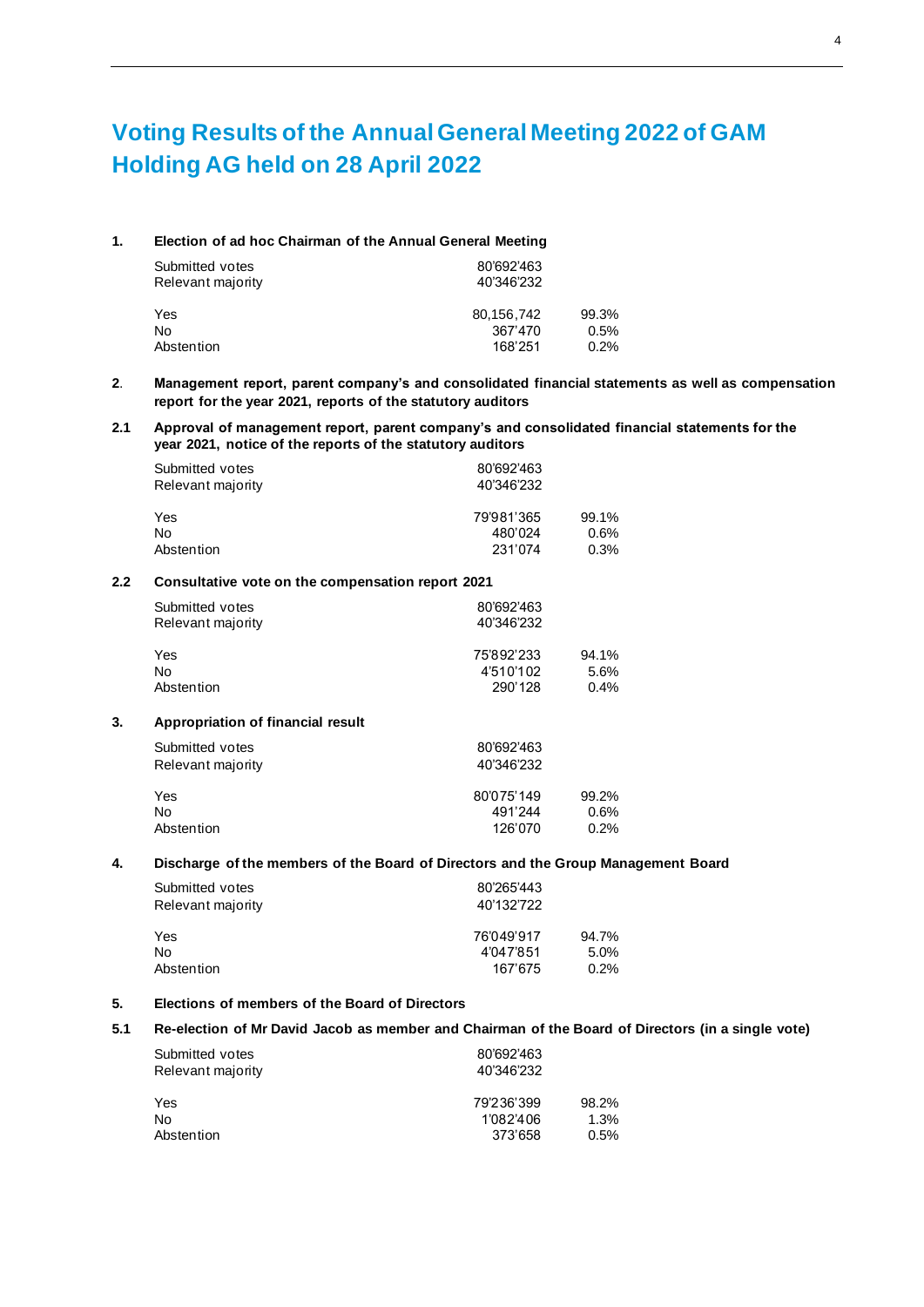# Voting Results of the Annual General Meeting 2022 of GAM Holding AG held on 28 April 2022

### 1. Election of ad hoc Chairman of the Annual General Meeting

| | | |
|---|---|---|
| Submitted votes | 80'692'463 | |
| Relevant majority | 40'346'232 | |
| Yes | 80,156,742 | 99.3% |
| No | 367'470 | 0.5% |
| Abstention | 168'251 | 0.2% |

### 2. Management report, parent company's and consolidated financial statements as well as compensation report for the year 2021, reports of the statutory auditors

### 2.1 Approval of management report, parent company's and consolidated financial statements for the year 2021, notice of the reports of the statutory auditors

| | | |
|---|---|---|
| Submitted votes | 80'692'463 | |
| Relevant majority | 40'346'232 | |
| Yes | 79'981'365 | 99.1% |
| No | 480'024 | 0.6% |
| Abstention | 231'074 | 0.3% |

### 2.2 Consultative vote on the compensation report 2021

| | | |
|---|---|---|
| Submitted votes | 80'692'463 | |
| Relevant majority | 40'346'232 | |
| Yes | 75'892'233 | 94.1% |
| No | 4'510'102 | 5.6% |
| Abstention | 290'128 | 0.4% |

### 3. Appropriation of financial result

| | | |
|---|---|---|
| Submitted votes | 80'692'463 | |
| Relevant majority | 40'346'232 | |
| Yes | 80'075'149 | 99.2% |
| No | 491'244 | 0.6% |
| Abstention | 126'070 | 0.2% |

### 4. Discharge of the members of the Board of Directors and the Group Management Board

| | | |
|---|---|---|
| Submitted votes | 80'265'443 | |
| Relevant majority | 40'132'722 | |
| Yes | 76'049'917 | 94.7% |
| No | 4'047'851 | 5.0% |
| Abstention | 167'675 | 0.2% |

### 5. Elections of members of the Board of Directors

### 5.1 Re-election of Mr David Jacob as member and Chairman of the Board of Directors (in a single vote)

| | | |
|---|---|---|
| Submitted votes | 80'692'463 | |
| Relevant majority | 40'346'232 | |
| Yes | 79'236'399 | 98.2% |
| No | 1'082'406 | 1.3% |
| Abstention | 373'658 | 0.5% |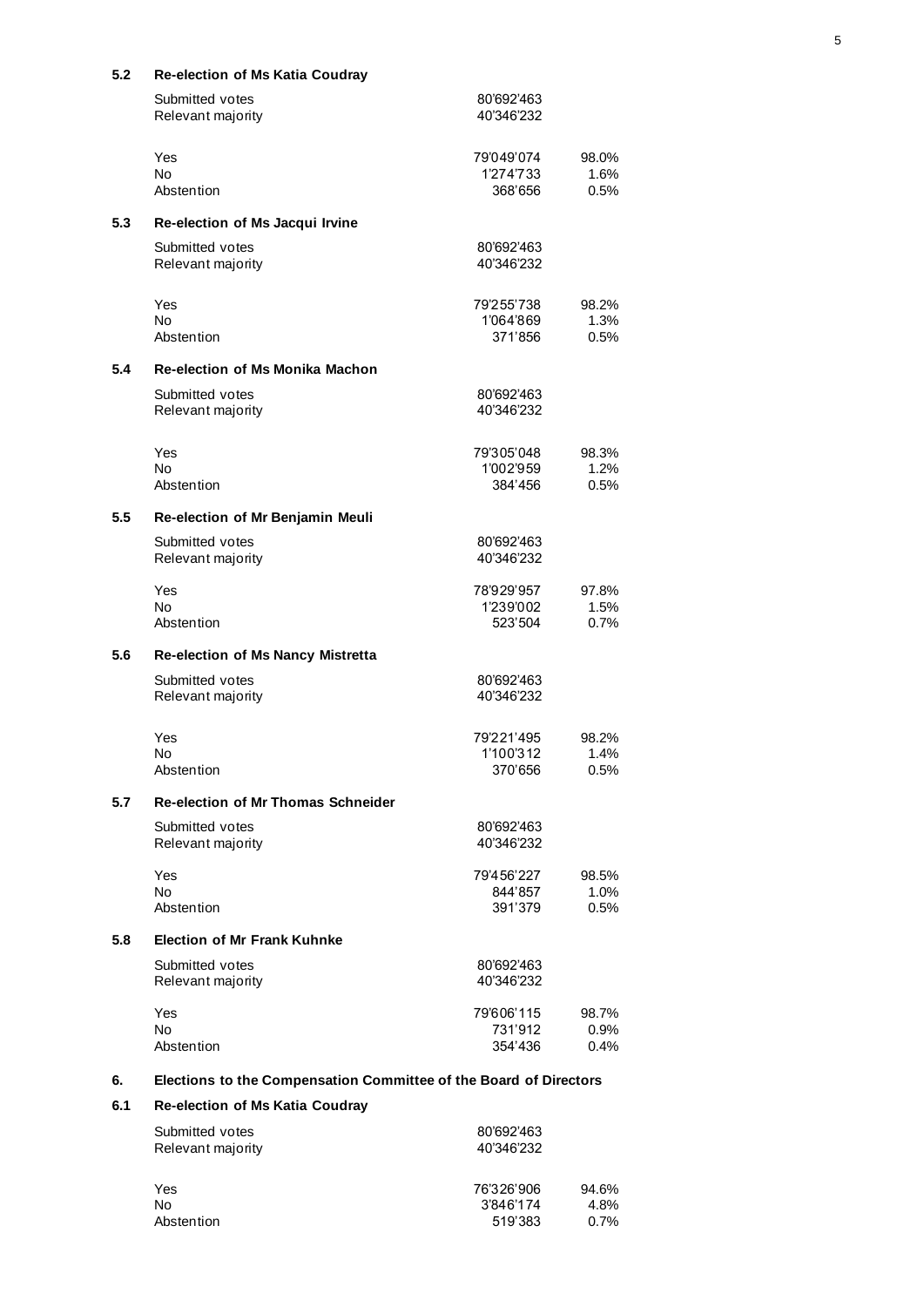### 5.2 Re-election of Ms Katia Coudray

| | | |
|---|---|---|
| Submitted votes | 80'692'463 | |
| Relevant majority | 40'346'232 | |
| Yes | 79'049'074 | 98.0% |
| No | 1'274'733 | 1.6% |
| Abstention | 368'656 | 0.5% |

### 5.3 Re-election of Ms Jacqui Irvine

| | | |
|---|---|---|
| Submitted votes | 80'692'463 | |
| Relevant majority | 40'346'232 | |
| Yes | 79'255'738 | 98.2% |
| No | 1'064'869 | 1.3% |
| Abstention | 371'856 | 0.5% |

### 5.4 Re-election of Ms Monika Machon

| | | |
|---|---|---|
| Submitted votes | 80'692'463 | |
| Relevant majority | 40'346'232 | |
| Yes | 79'305'048 | 98.3% |
| No | 1'002'959 | 1.2% |
| Abstention | 384'456 | 0.5% |

### 5.5 Re-election of Mr Benjamin Meuli

| | | |
|---|---|---|
| Submitted votes | 80'692'463 | |
| Relevant majority | 40'346'232 | |
| Yes | 78'929'957 | 97.8% |
| No | 1'239'002 | 1.5% |
| Abstention | 523'504 | 0.7% |

### 5.6 Re-election of Ms Nancy Mistretta

| | | |
|---|---|---|
| Submitted votes | 80'692'463 | |
| Relevant majority | 40'346'232 | |
| Yes | 79'221'495 | 98.2% |
| No | 1'100'312 | 1.4% |
| Abstention | 370'656 | 0.5% |

### 5.7 Re-election of Mr Thomas Schneider

| | | |
|---|---|---|
| Submitted votes | 80'692'463 | |
| Relevant majority | 40'346'232 | |
| Yes | 79'456'227 | 98.5% |
| No | 844'857 | 1.0% |
| Abstention | 391'379 | 0.5% |

### 5.8 Election of Mr Frank Kuhnke

| | | |
|---|---|---|
| Submitted votes | 80'692'463 | |
| Relevant majority | 40'346'232 | |
| Yes | 79'606'115 | 98.7% |
| No | 731'912 | 0.9% |
| Abstention | 354'436 | 0.4% |

## 6. Elections to the Compensation Committee of the Board of Directors

### 6.1 Re-election of Ms Katia Coudray

| | | |
|---|---|---|
| Submitted votes | 80'692'463 | |
| Relevant majority | 40'346'232 | |
| Yes | 76'326'906 | 94.6% |
| No | 3'846'174 | 4.8% |
| Abstention | 519'383 | 0.7% |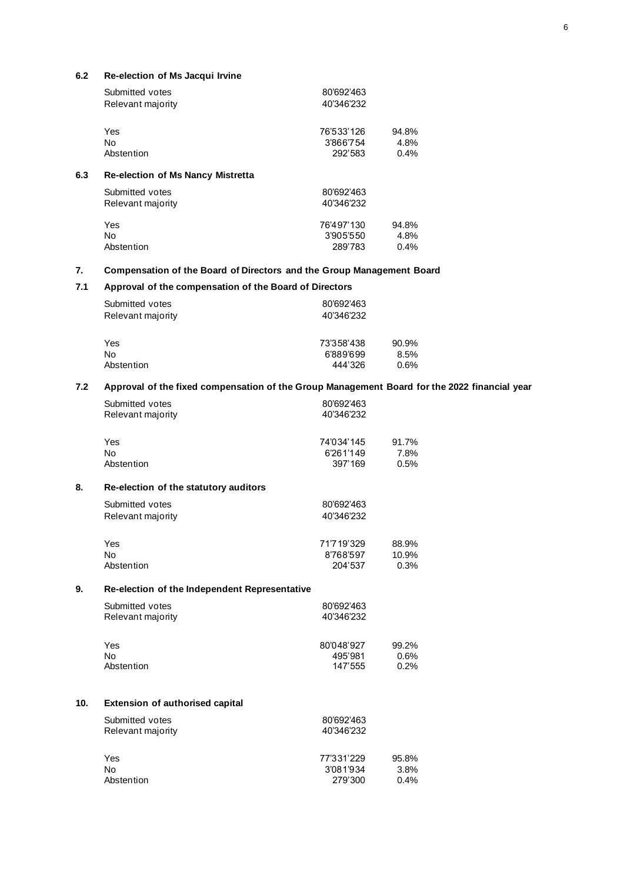### 6.2 Re-election of Ms Jacqui Irvine

| | | |
|---|---|---|
| Submitted votes | 80'692'463 | |
| Relevant majority | 40'346'232 | |
| Yes | 76'533'126 | 94.8% |
| No | 3'866'754 | 4.8% |
| Abstention | 292'583 | 0.4% |

### 6.3 Re-election of Ms Nancy Mistretta

| | | |
|---|---|---|
| Submitted votes | 80'692'463 | |
| Relevant majority | 40'346'232 | |
| Yes | 76'497'130 | 94.8% |
| No | 3'905'550 | 4.8% |
| Abstention | 289'783 | 0.4% |

## 7. Compensation of the Board of Directors and the Group Management Board

### 7.1 Approval of the compensation of the Board of Directors

| | | |
|---|---|---|
| Submitted votes | 80'692'463 | |
| Relevant majority | 40'346'232 | |
| Yes | 73'358'438 | 90.9% |
| No | 6'889'699 | 8.5% |
| Abstention | 444'326 | 0.6% |

### 7.2 Approval of the fixed compensation of the Group Management Board for the 2022 financial year

| | | |
|---|---|---|
| Submitted votes | 80'692'463 | |
| Relevant majority | 40'346'232 | |
| Yes | 74'034'145 | 91.7% |
| No | 6'261'149 | 7.8% |
| Abstention | 397'169 | 0.5% |

## 8. Re-election of the statutory auditors

| | | |
|---|---|---|
| Submitted votes | 80'692'463 | |
| Relevant majority | 40'346'232 | |
| Yes | 71'719'329 | 88.9% |
| No | 8'768'597 | 10.9% |
| Abstention | 204'537 | 0.3% |

## 9. Re-election of the Independent Representative

| | | |
|---|---|---|
| Submitted votes | 80'692'463 | |
| Relevant majority | 40'346'232 | |
| Yes | 80'048'927 | 99.2% |
| No | 495'981 | 0.6% |
| Abstention | 147'555 | 0.2% |

## 10. Extension of authorised capital

| | | |
|---|---|---|
| Submitted votes | 80'692'463 | |
| Relevant majority | 40'346'232 | |
| Yes | 77'331'229 | 95.8% |
| No | 3'081'934 | 3.8% |
| Abstention | 279'300 | 0.4% |